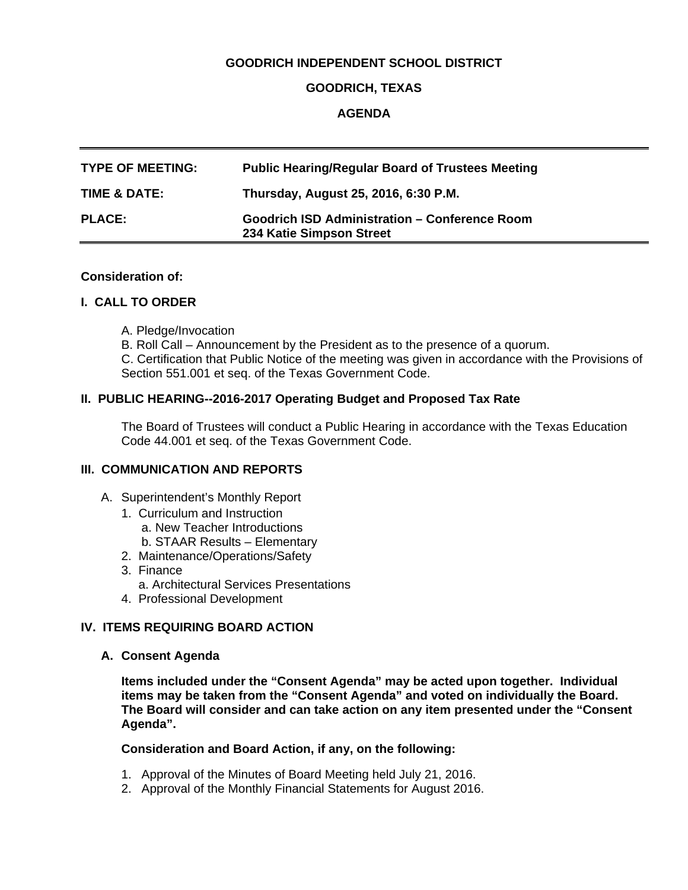# GOODRICH INDEPENDENT SCHOOL DISTRICT

## GOODRICH, TEXAS

## AGENDA

| TYPE OF MEETING: | Public Hearing/Regular Board of Trustees Meeting |
|---|---|
| TIME & DATE: | Thursday, August 25, 2016, 6:30 P.M. |
| PLACE: | Goodrich ISD Administration – Conference Room<br>234 Katie Simpson Street |

**Consideration of:**

### I. CALL TO ORDER

A. Pledge/Invocation
B. Roll Call – Announcement by the President as to the presence of a quorum.
C. Certification that Public Notice of the meeting was given in accordance with the Provisions of Section 551.001 et seq. of the Texas Government Code.

### II. PUBLIC HEARING--2016-2017 Operating Budget and Proposed Tax Rate

The Board of Trustees will conduct a Public Hearing in accordance with the Texas Education Code 44.001 et seq. of the Texas Government Code.

### III. COMMUNICATION AND REPORTS

A. Superintendent's Monthly Report
   1. Curriculum and Instruction
      a. New Teacher Introductions
      b. STAAR Results – Elementary
   2. Maintenance/Operations/Safety
   3. Finance
      a. Architectural Services Presentations
   4. Professional Development

### IV. ITEMS REQUIRING BOARD ACTION

**A. Consent Agenda**

**Items included under the "Consent Agenda" may be acted upon together. Individual items may be taken from the "Consent Agenda" and voted on individually the Board. The Board will consider and can take action on any item presented under the "Consent Agenda".**

**Consideration and Board Action, if any, on the following:**

1. Approval of the Minutes of Board Meeting held July 21, 2016.
2. Approval of the Monthly Financial Statements for August 2016.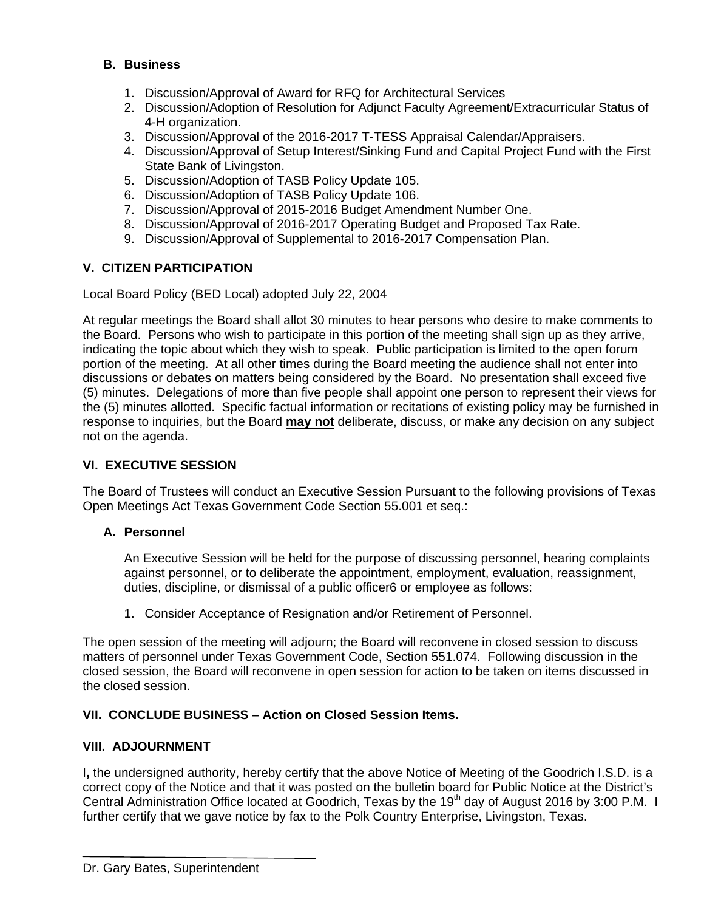### B. Business

1. Discussion/Approval of Award for RFQ for Architectural Services
2. Discussion/Adoption of Resolution for Adjunct Faculty Agreement/Extracurricular Status of 4-H organization.
3. Discussion/Approval of the 2016-2017 T-TESS Appraisal Calendar/Appraisers.
4. Discussion/Approval of Setup Interest/Sinking Fund and Capital Project Fund with the First State Bank of Livingston.
5. Discussion/Adoption of TASB Policy Update 105.
6. Discussion/Adoption of TASB Policy Update 106.
7. Discussion/Approval of 2015-2016 Budget Amendment Number One.
8. Discussion/Approval of 2016-2017 Operating Budget and Proposed Tax Rate.
9. Discussion/Approval of Supplemental to 2016-2017 Compensation Plan.

## V. CITIZEN PARTICIPATION

Local Board Policy (BED Local) adopted July 22, 2004

At regular meetings the Board shall allot 30 minutes to hear persons who desire to make comments to the Board. Persons who wish to participate in this portion of the meeting shall sign up as they arrive, indicating the topic about which they wish to speak. Public participation is limited to the open forum portion of the meeting. At all other times during the Board meeting the audience shall not enter into discussions or debates on matters being considered by the Board. No presentation shall exceed five (5) minutes. Delegations of more than five people shall appoint one person to represent their views for the (5) minutes allotted. Specific factual information or recitations of existing policy may be furnished in response to inquiries, but the Board **may not** deliberate, discuss, or make any decision on any subject not on the agenda.

## VI. EXECUTIVE SESSION

The Board of Trustees will conduct an Executive Session Pursuant to the following provisions of Texas Open Meetings Act Texas Government Code Section 55.001 et seq.:

### A. Personnel

An Executive Session will be held for the purpose of discussing personnel, hearing complaints against personnel, or to deliberate the appointment, employment, evaluation, reassignment, duties, discipline, or dismissal of a public officer6 or employee as follows:

1. Consider Acceptance of Resignation and/or Retirement of Personnel.

The open session of the meeting will adjourn; the Board will reconvene in closed session to discuss matters of personnel under Texas Government Code, Section 551.074. Following discussion in the closed session, the Board will reconvene in open session for action to be taken on items discussed in the closed session.

## VII. CONCLUDE BUSINESS – Action on Closed Session Items.

## VIII. ADJOURNMENT

I**,** the undersigned authority, hereby certify that the above Notice of Meeting of the Goodrich I.S.D. is a correct copy of the Notice and that it was posted on the bulletin board for Public Notice at the District's Central Administration Office located at Goodrich, Texas by the 19th day of August 2016 by 3:00 P.M. I further certify that we gave notice by fax to the Polk Country Enterprise, Livingston, Texas.

\_\_\_\_\_\_\_\_\_\_\_\_\_\_\_\_\_\_\_\_\_\_\_\_\_\_\_\_\_\_\_\_\_\_\_\_

Dr. Gary Bates, Superintendent